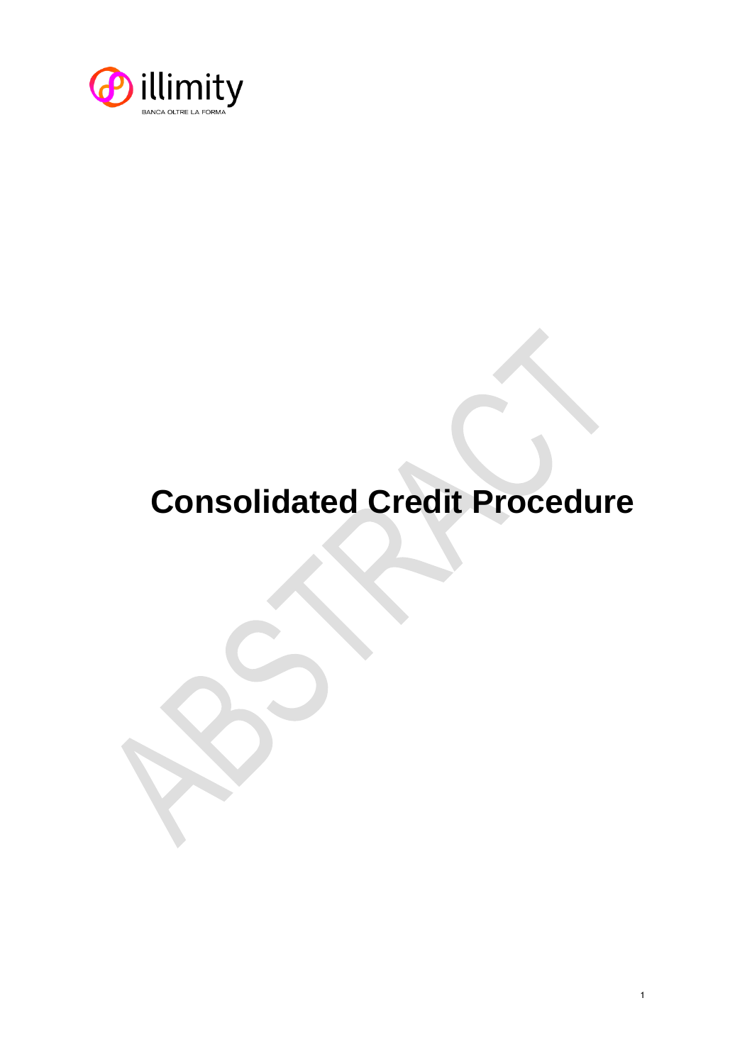# Consolidated Credit Procedure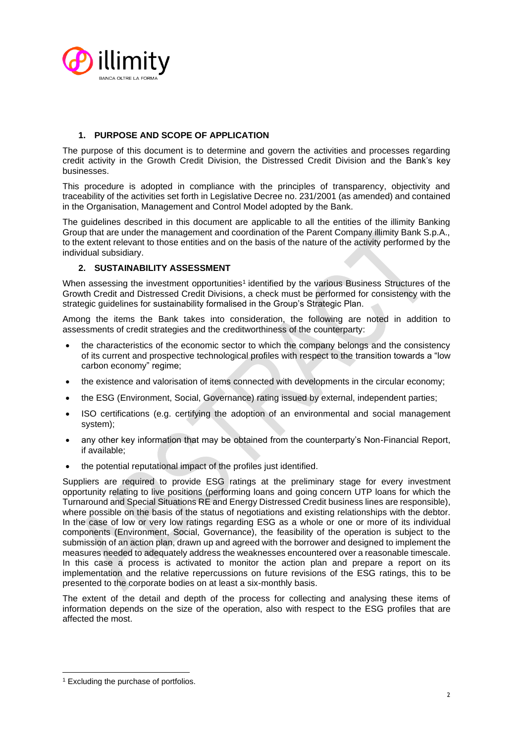## 1. PURPOSE AND SCOPE OF APPLICATION

The purpose of this document is to determine and govern the activities and processes regarding credit activity in the Growth Credit Division, the Distressed Credit Division and the Bank's key businesses.

This procedure is adopted in compliance with the principles of transparency, objectivity and traceability of the activities set forth in Legislative Decree no. 231/2001 (as amended) and contained in the Organisation, Management and Control Model adopted by the Bank.

The guidelines described in this document are applicable to all the entities of the illimity Banking Group that are under the management and coordination of the Parent Company illimity Bank S.p.A., to the extent relevant to those entities and on the basis of the nature of the activity performed by the individual subsidiary.

## 2. SUSTAINABILITY ASSESSMENT

When assessing the investment opportunities[1] identified by the various Business Structures of the Growth Credit and Distressed Credit Divisions, a check must be performed for consistency with the strategic guidelines for sustainability formalised in the Group's Strategic Plan.

Among the items the Bank takes into consideration, the following are noted in addition to assessments of credit strategies and the creditworthiness of the counterparty:

- the characteristics of the economic sector to which the company belongs and the consistency of its current and prospective technological profiles with respect to the transition towards a "low carbon economy" regime;
- the existence and valorisation of items connected with developments in the circular economy;
- the ESG (Environment, Social, Governance) rating issued by external, independent parties;
- ISO certifications (e.g. certifying the adoption of an environmental and social management system);
- any other key information that may be obtained from the counterparty's Non-Financial Report, if available;
- the potential reputational impact of the profiles just identified.

Suppliers are required to provide ESG ratings at the preliminary stage for every investment opportunity relating to live positions (performing loans and going concern UTP loans for which the Turnaround and Special Situations RE and Energy Distressed Credit business lines are responsible), where possible on the basis of the status of negotiations and existing relationships with the debtor. In the case of low or very low ratings regarding ESG as a whole or one or more of its individual components (Environment, Social, Governance), the feasibility of the operation is subject to the submission of an action plan, drawn up and agreed with the borrower and designed to implement the measures needed to adequately address the weaknesses encountered over a reasonable timescale. In this case a process is activated to monitor the action plan and prepare a report on its implementation and the relative repercussions on future revisions of the ESG ratings, this to be presented to the corporate bodies on at least a six-monthly basis.

The extent of the detail and depth of the process for collecting and analysing these items of information depends on the size of the operation, also with respect to the ESG profiles that are affected the most.

[1] Excluding the purchase of portfolios.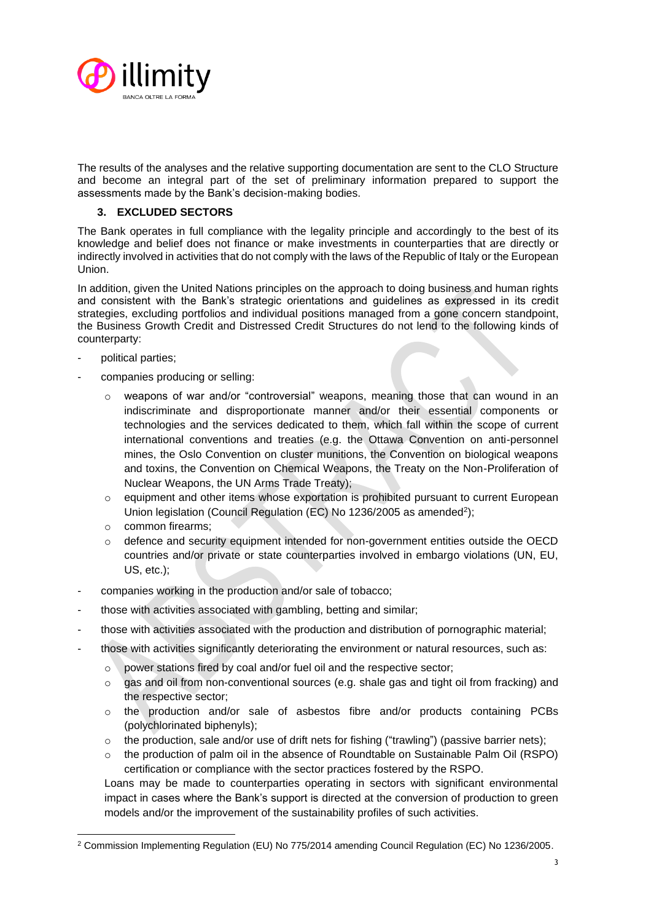The results of the analyses and the relative supporting documentation are sent to the CLO Structure and become an integral part of the set of preliminary information prepared to support the assessments made by the Bank's decision-making bodies.

## 3. EXCLUDED SECTORS

The Bank operates in full compliance with the legality principle and accordingly to the best of its knowledge and belief does not finance or make investments in counterparties that are directly or indirectly involved in activities that do not comply with the laws of the Republic of Italy or the European Union.

In addition, given the United Nations principles on the approach to doing business and human rights and consistent with the Bank's strategic orientations and guidelines as expressed in its credit strategies, excluding portfolios and individual positions managed from a gone concern standpoint, the Business Growth Credit and Distressed Credit Structures do not lend to the following kinds of counterparty:

- political parties;
- companies producing or selling:
  - weapons of war and/or "controversial" weapons, meaning those that can wound in an indiscriminate and disproportionate manner and/or their essential components or technologies and the services dedicated to them, which fall within the scope of current international conventions and treaties (e.g. the Ottawa Convention on anti-personnel mines, the Oslo Convention on cluster munitions, the Convention on biological weapons and toxins, the Convention on Chemical Weapons, the Treaty on the Non-Proliferation of Nuclear Weapons, the UN Arms Trade Treaty);
  - equipment and other items whose exportation is prohibited pursuant to current European Union legislation (Council Regulation (EC) No 1236/2005 as amended[2]);
  - common firearms;
  - defence and security equipment intended for non-government entities outside the OECD countries and/or private or state counterparties involved in embargo violations (UN, EU, US, etc.);
- companies working in the production and/or sale of tobacco;
- those with activities associated with gambling, betting and similar;
- those with activities associated with the production and distribution of pornographic material;
- those with activities significantly deteriorating the environment or natural resources, such as:
  - power stations fired by coal and/or fuel oil and the respective sector;
  - gas and oil from non-conventional sources (e.g. shale gas and tight oil from fracking) and the respective sector;
  - the production and/or sale of asbestos fibre and/or products containing PCBs (polychlorinated biphenyls);
  - the production, sale and/or use of drift nets for fishing ("trawling") (passive barrier nets);
  - the production of palm oil in the absence of Roundtable on Sustainable Palm Oil (RSPO) certification or compliance with the sector practices fostered by the RSPO.

  Loans may be made to counterparties operating in sectors with significant environmental impact in cases where the Bank's support is directed at the conversion of production to green models and/or the improvement of the sustainability profiles of such activities.

---

[2] Commission Implementing Regulation (EU) No 775/2014 amending Council Regulation (EC) No 1236/2005.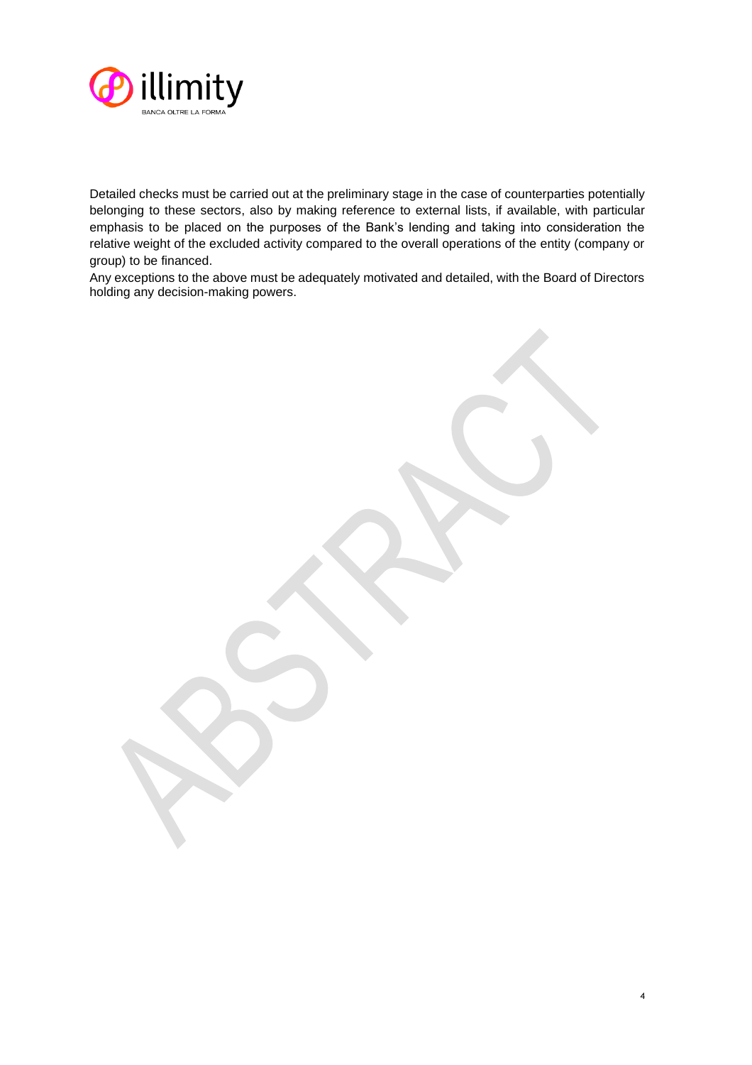Detailed checks must be carried out at the preliminary stage in the case of counterparties potentially belonging to these sectors, also by making reference to external lists, if available, with particular emphasis to be placed on the purposes of the Bank's lending and taking into consideration the relative weight of the excluded activity compared to the overall operations of the entity (company or group) to be financed.

Any exceptions to the above must be adequately motivated and detailed, with the Board of Directors holding any decision-making powers.